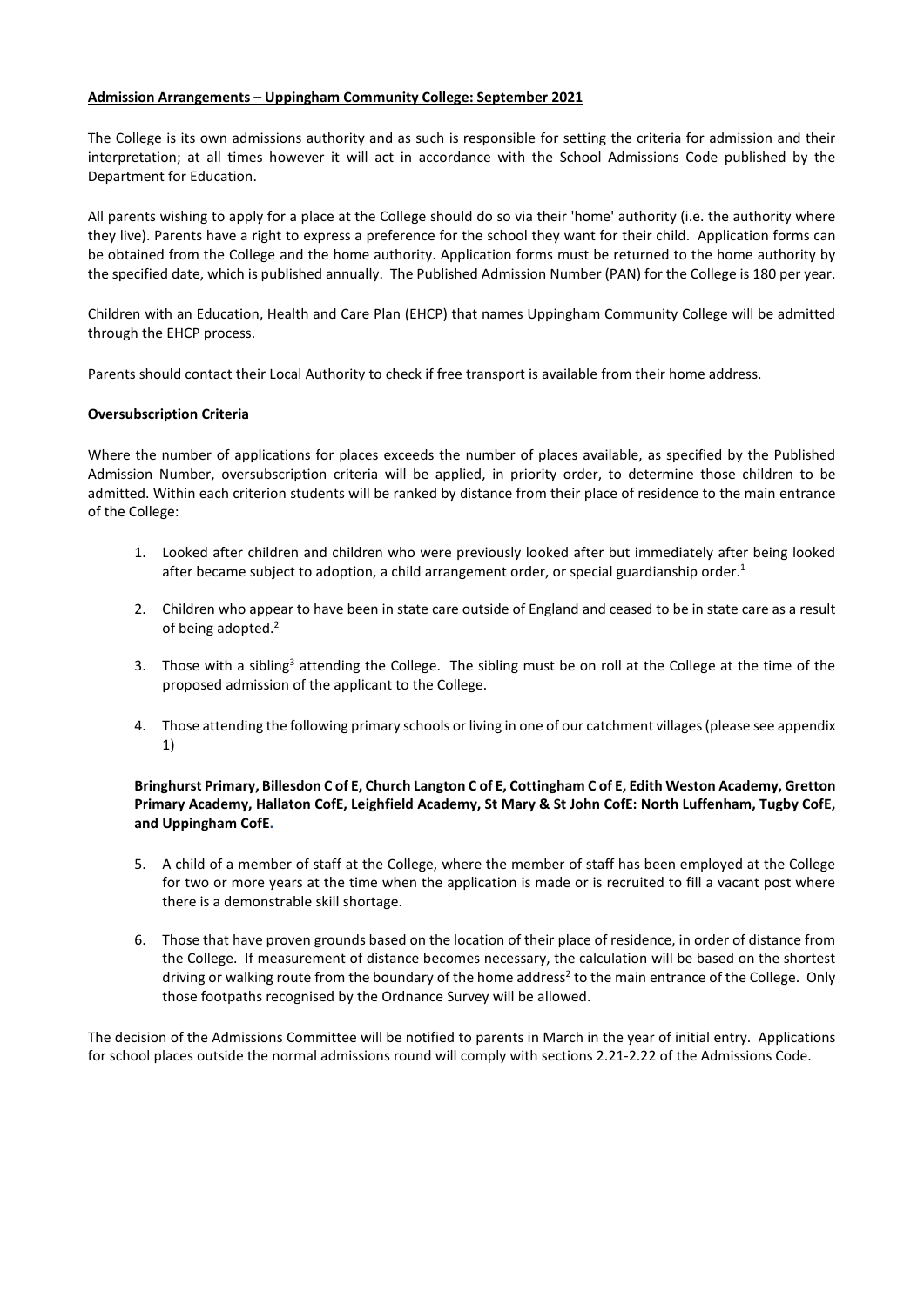**Admission Arrangements – Uppingham Community College: September 2021**

The College is its own admissions authority and as such is responsible for setting the criteria for admission and their interpretation; at all times however it will act in accordance with the School Admissions Code published by the Department for Education.

All parents wishing to apply for a place at the College should do so via their 'home' authority (i.e. the authority where they live). Parents have a right to express a preference for the school they want for their child. Application forms can be obtained from the College and the home authority. Application forms must be returned to the home authority by the specified date, which is published annually. The Published Admission Number (PAN) for the College is 180 per year.

Children with an Education, Health and Care Plan (EHCP) that names Uppingham Community College will be admitted through the EHCP process.

Parents should contact their Local Authority to check if free transport is available from their home address.

**Oversubscription Criteria**

Where the number of applications for places exceeds the number of places available, as specified by the Published Admission Number, oversubscription criteria will be applied, in priority order, to determine those children to be admitted. Within each criterion students will be ranked by distance from their place of residence to the main entrance of the College:

1. Looked after children and children who were previously looked after but immediately after being looked after became subject to adoption, a child arrangement order, or special guardianship order.[1]

2. Children who appear to have been in state care outside of England and ceased to be in state care as a result of being adopted.[2]

3. Those with a sibling[3] attending the College. The sibling must be on roll at the College at the time of the proposed admission of the applicant to the College.

4. Those attending the following primary schools or living in one of our catchment villages (please see appendix 1)

   **Bringhurst Primary, Billesdon C of E, Church Langton C of E, Cottingham C of E, Edith Weston Academy, Gretton Primary Academy, Hallaton CofE, Leighfield Academy, St Mary & St John CofE: North Luffenham, Tugby CofE, and Uppingham CofE.**

5. A child of a member of staff at the College, where the member of staff has been employed at the College for two or more years at the time when the application is made or is recruited to fill a vacant post where there is a demonstrable skill shortage.

6. Those that have proven grounds based on the location of their place of residence, in order of distance from the College. If measurement of distance becomes necessary, the calculation will be based on the shortest driving or walking route from the boundary of the home address[2] to the main entrance of the College. Only those footpaths recognised by the Ordnance Survey will be allowed.

The decision of the Admissions Committee will be notified to parents in March in the year of initial entry. Applications for school places outside the normal admissions round will comply with sections 2.21-2.22 of the Admissions Code.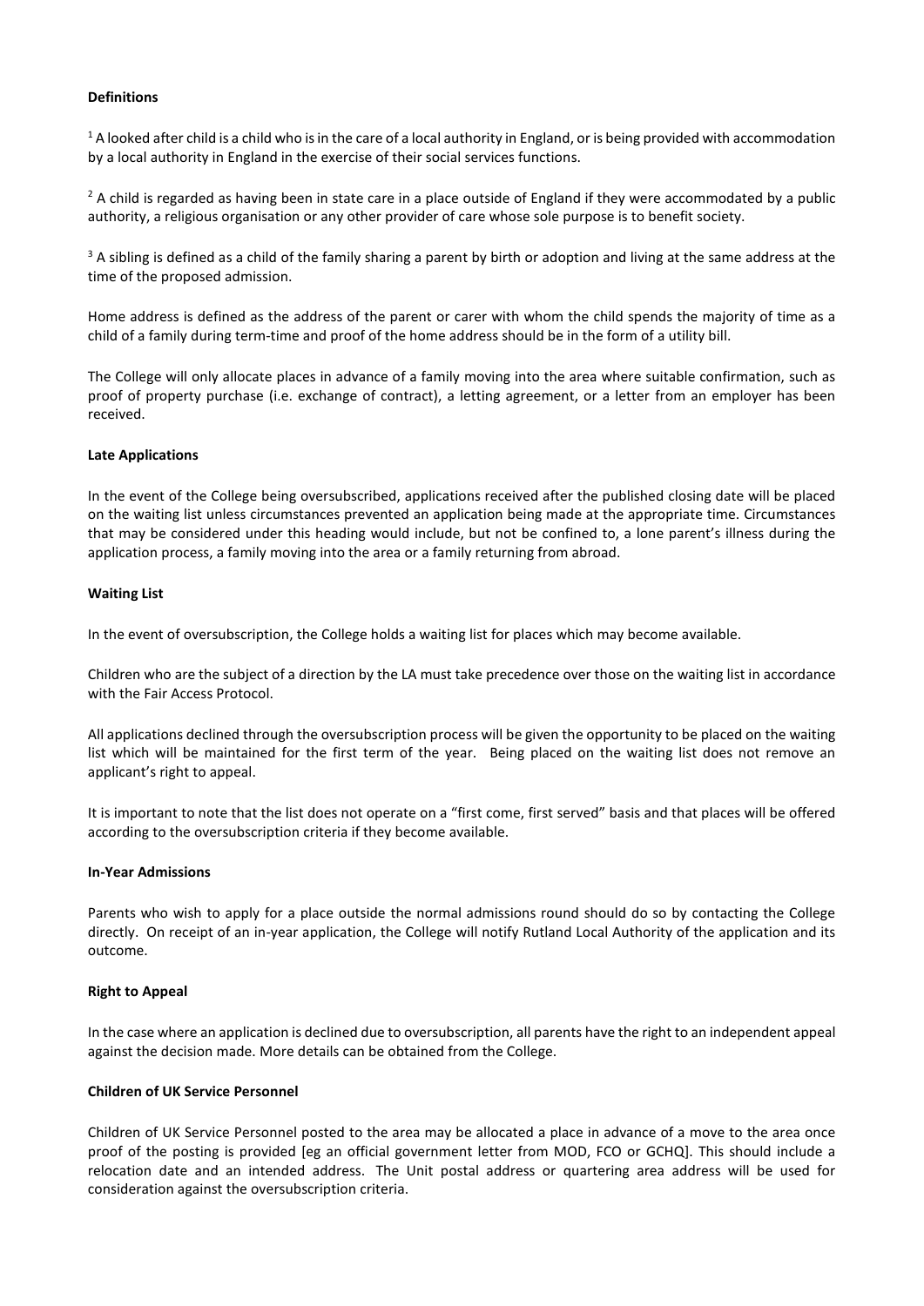**Definitions**

[1] A looked after child is a child who is in the care of a local authority in England, or is being provided with accommodation by a local authority in England in the exercise of their social services functions.

[2] A child is regarded as having been in state care in a place outside of England if they were accommodated by a public authority, a religious organisation or any other provider of care whose sole purpose is to benefit society.

[3] A sibling is defined as a child of the family sharing a parent by birth or adoption and living at the same address at the time of the proposed admission.

Home address is defined as the address of the parent or carer with whom the child spends the majority of time as a child of a family during term-time and proof of the home address should be in the form of a utility bill.

The College will only allocate places in advance of a family moving into the area where suitable confirmation, such as proof of property purchase (i.e. exchange of contract), a letting agreement, or a letter from an employer has been received.

**Late Applications**

In the event of the College being oversubscribed, applications received after the published closing date will be placed on the waiting list unless circumstances prevented an application being made at the appropriate time. Circumstances that may be considered under this heading would include, but not be confined to, a lone parent's illness during the application process, a family moving into the area or a family returning from abroad.

**Waiting List**

In the event of oversubscription, the College holds a waiting list for places which may become available.

Children who are the subject of a direction by the LA must take precedence over those on the waiting list in accordance with the Fair Access Protocol.

All applications declined through the oversubscription process will be given the opportunity to be placed on the waiting list which will be maintained for the first term of the year. Being placed on the waiting list does not remove an applicant's right to appeal.

It is important to note that the list does not operate on a "first come, first served" basis and that places will be offered according to the oversubscription criteria if they become available.

**In-Year Admissions**

Parents who wish to apply for a place outside the normal admissions round should do so by contacting the College directly. On receipt of an in-year application, the College will notify Rutland Local Authority of the application and its outcome.

**Right to Appeal**

In the case where an application is declined due to oversubscription, all parents have the right to an independent appeal against the decision made. More details can be obtained from the College.

**Children of UK Service Personnel**

Children of UK Service Personnel posted to the area may be allocated a place in advance of a move to the area once proof of the posting is provided [eg an official government letter from MOD, FCO or GCHQ]. This should include a relocation date and an intended address. The Unit postal address or quartering area address will be used for consideration against the oversubscription criteria.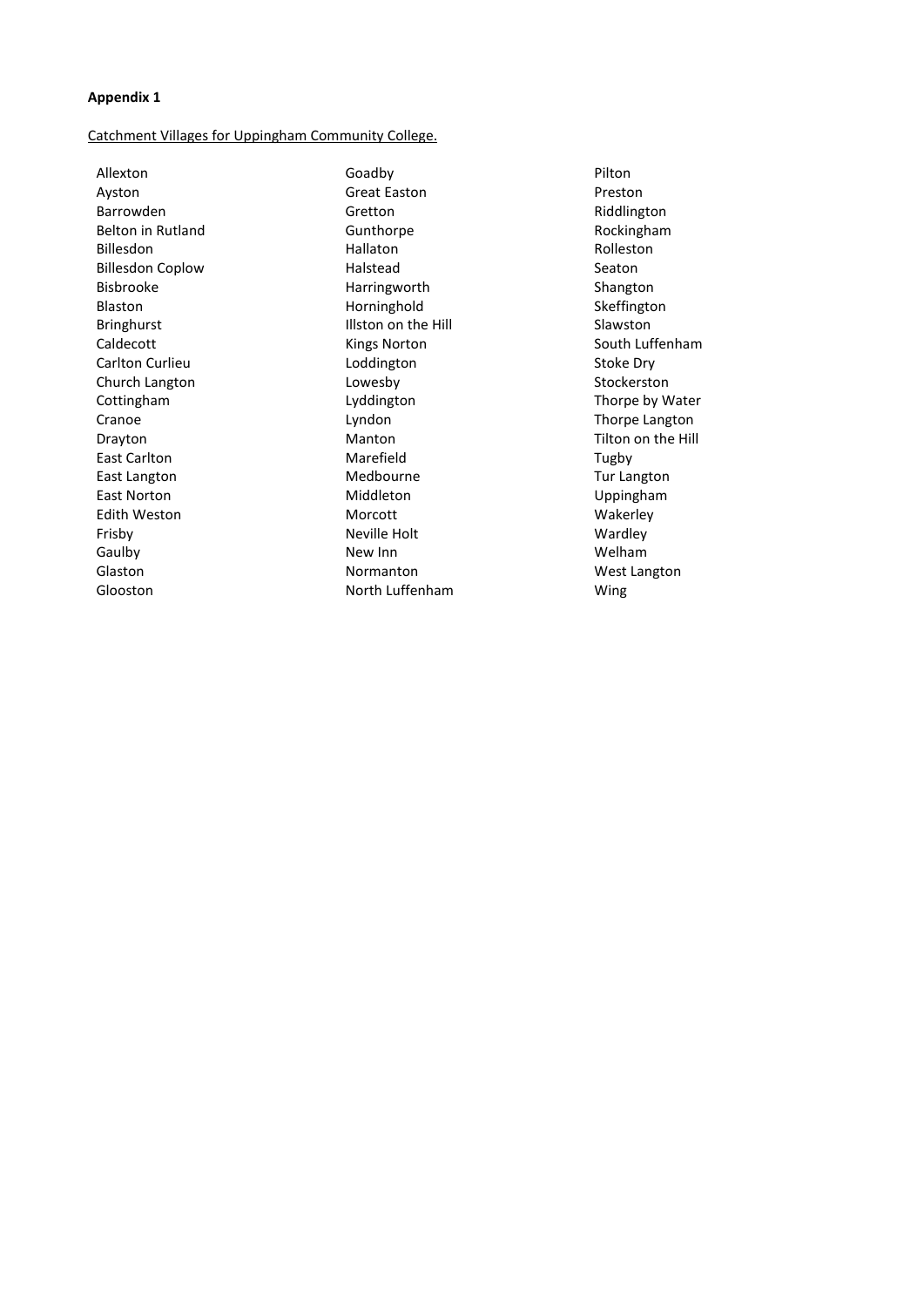**Appendix 1**

Catchment Villages for Uppingham Community College.

Allexton
Ayston
Barrowden
Belton in Rutland
Billesdon
Billesdon Coplow
Bisbrooke
Blaston
Bringhurst
Caldecott
Carlton Curlieu
Church Langton
Cottingham
Cranoe
Drayton
East Carlton
East Langton
East Norton
Edith Weston
Frisby
Gaulby
Glaston
Glooston
Goadby
Great Easton
Gretton
Gunthorpe
Hallaton
Halstead
Harringworth
Horninghold
Illston on the Hill
Kings Norton
Loddington
Lowesby
Lyddington
Lyndon
Manton
Marefield
Medbourne
Middleton
Morcott
Neville Holt
New Inn
Normanton
North Luffenham
Pilton
Preston
Riddlington
Rockingham
Rolleston
Seaton
Shangton
Skeffington
Slawston
South Luffenham
Stoke Dry
Stockerston
Thorpe by Water
Thorpe Langton
Tilton on the Hill
Tugby
Tur Langton
Uppingham
Wakerley
Wardley
Welham
West Langton
Wing